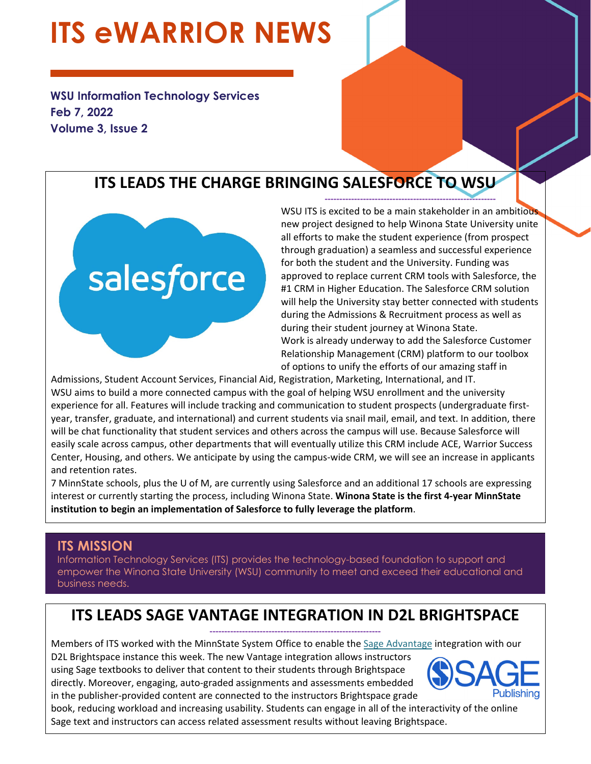# ITS eWARRIOR NEWS

**WSU Information Technology Services**
**Feb 7, 2022**
**Volume 3, Issue 2**

## ITS LEADS THE CHARGE BRINGING SALESFORCE TO WSU

WSU ITS is excited to be a main stakeholder in an ambitious new project designed to help Winona State University unite all efforts to make the student experience (from prospect through graduation) a seamless and successful experience for both the student and the University. Funding was approved to replace current CRM tools with Salesforce, the #1 CRM in Higher Education. The Salesforce CRM solution will help the University stay better connected with students during the Admissions & Recruitment process as well as during their student journey at Winona State.
Work is already underway to add the Salesforce Customer Relationship Management (CRM) platform to our toolbox of options to unify the efforts of our amazing staff in Admissions, Student Account Services, Financial Aid, Registration, Marketing, International, and IT.
WSU aims to build a more connected campus with the goal of helping WSU enrollment and the university experience for all. Features will include tracking and communication to student prospects (undergraduate first-year, transfer, graduate, and international) and current students via snail mail, email, and text. In addition, there will be chat functionality that student services and others across the campus will use. Because Salesforce will easily scale across campus, other departments that will eventually utilize this CRM include ACE, Warrior Success Center, Housing, and others. We anticipate by using the campus-wide CRM, we will see an increase in applicants and retention rates.
7 MinnState schools, plus the U of M, are currently using Salesforce and an additional 17 schools are expressing interest or currently starting the process, including Winona State. **Winona State is the first 4-year MinnState institution to begin an implementation of Salesforce to fully leverage the platform**.

## ITS MISSION

Information Technology Services (ITS) provides the technology-based foundation to support and empower the Winona State University (WSU) community to meet and exceed their educational and business needs.

## ITS LEADS SAGE VANTAGE INTEGRATION IN D2L BRIGHTSPACE

Members of ITS worked with the MinnState System Office to enable the Sage Advantage integration with our D2L Brightspace instance this week. The new Vantage integration allows instructors using Sage textbooks to deliver that content to their students through Brightspace directly. Moreover, engaging, auto-graded assignments and assessments embedded in the publisher-provided content are connected to the instructors Brightspace grade book, reducing workload and increasing usability. Students can engage in all of the interactivity of the online Sage text and instructors can access related assessment results without leaving Brightspace.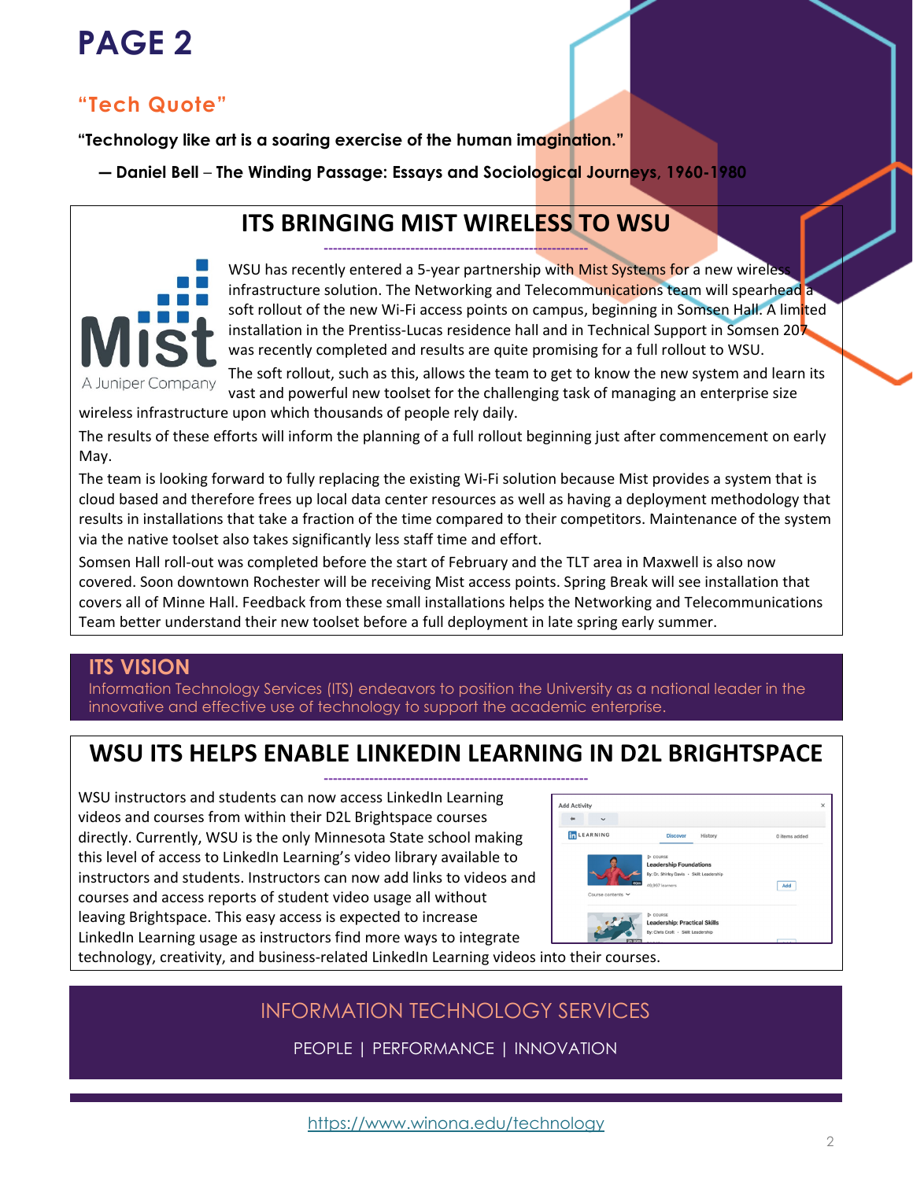# PAGE 2

## "Tech Quote"

**"Technology like art is a soaring exercise of the human imagination."**

**— Daniel Bell – The Winding Passage: Essays and Sociological Journeys, 1960-1980**

## ITS BRINGING MIST WIRELESS TO WSU

WSU has recently entered a 5-year partnership with Mist Systems for a new wireless infrastructure solution. The Networking and Telecommunications team will spearhead a soft rollout of the new Wi-Fi access points on campus, beginning in Somsen Hall. A limited installation in the Prentiss-Lucas residence hall and in Technical Support in Somsen 207 was recently completed and results are quite promising for a full rollout to WSU.

The soft rollout, such as this, allows the team to get to know the new system and learn its vast and powerful new toolset for the challenging task of managing an enterprise size wireless infrastructure upon which thousands of people rely daily.

The results of these efforts will inform the planning of a full rollout beginning just after commencement on early May.

The team is looking forward to fully replacing the existing Wi-Fi solution because Mist provides a system that is cloud based and therefore frees up local data center resources as well as having a deployment methodology that results in installations that take a fraction of the time compared to their competitors. Maintenance of the system via the native toolset also takes significantly less staff time and effort.

Somsen Hall roll-out was completed before the start of February and the TLT area in Maxwell is also now covered. Soon downtown Rochester will be receiving Mist access points. Spring Break will see installation that covers all of Minne Hall. Feedback from these small installations helps the Networking and Telecommunications Team better understand their new toolset before a full deployment in late spring early summer.

## ITS VISION

Information Technology Services (ITS) endeavors to position the University as a national leader in the innovative and effective use of technology to support the academic enterprise.

## WSU ITS HELPS ENABLE LINKEDIN LEARNING IN D2L BRIGHTSPACE

WSU instructors and students can now access LinkedIn Learning videos and courses from within their D2L Brightspace courses directly. Currently, WSU is the only Minnesota State school making this level of access to LinkedIn Learning's video library available to instructors and students. Instructors can now add links to videos and courses and access reports of student video usage all without leaving Brightspace. This easy access is expected to increase LinkedIn Learning usage as instructors find more ways to integrate technology, creativity, and business-related LinkedIn Learning videos into their courses.

INFORMATION TECHNOLOGY SERVICES

PEOPLE | PERFORMANCE | INNOVATION

https://www.winona.edu/technology